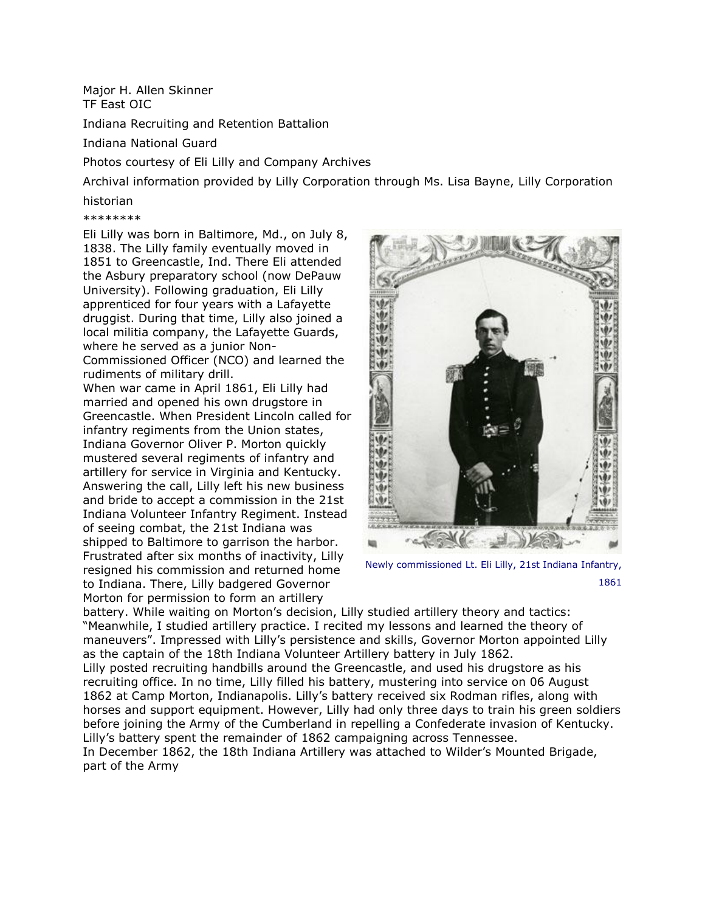Major H. Allen Skinner
TF East OIC

Indiana Recruiting and Retention Battalion

Indiana National Guard

Photos courtesy of Eli Lilly and Company Archives

Archival information provided by Lilly Corporation through Ms. Lisa Bayne, Lilly Corporation historian

********

Eli Lilly was born in Baltimore, Md., on July 8, 1838. The Lilly family eventually moved in 1851 to Greencastle, Ind. There Eli attended the Asbury preparatory school (now DePauw University). Following graduation, Eli Lilly apprenticed for four years with a Lafayette druggist. During that time, Lilly also joined a local militia company, the Lafayette Guards, where he served as a junior Non-Commissioned Officer (NCO) and learned the rudiments of military drill.

When war came in April 1861, Eli Lilly had married and opened his own drugstore in Greencastle. When President Lincoln called for infantry regiments from the Union states, Indiana Governor Oliver P. Morton quickly mustered several regiments of infantry and artillery for service in Virginia and Kentucky. Answering the call, Lilly left his new business and bride to accept a commission in the 21st Indiana Volunteer Infantry Regiment. Instead of seeing combat, the 21st Indiana was shipped to Baltimore to garrison the harbor. Frustrated after six months of inactivity, Lilly resigned his commission and returned home to Indiana. There, Lilly badgered Governor Morton for permission to form an artillery battery. While waiting on Morton's decision, Lilly studied artillery theory and tactics: "Meanwhile, I studied artillery practice. I recited my lessons and learned the theory of maneuvers". Impressed with Lilly's persistence and skills, Governor Morton appointed Lilly as the captain of the 18th Indiana Volunteer Artillery battery in July 1862.

Newly commissioned Lt. Eli Lilly, 21st Indiana Infantry, 1861

Lilly posted recruiting handbills around the Greencastle, and used his drugstore as his recruiting office. In no time, Lilly filled his battery, mustering into service on 06 August 1862 at Camp Morton, Indianapolis. Lilly's battery received six Rodman rifles, along with horses and support equipment. However, Lilly had only three days to train his green soldiers before joining the Army of the Cumberland in repelling a Confederate invasion of Kentucky. Lilly's battery spent the remainder of 1862 campaigning across Tennessee.

In December 1862, the 18th Indiana Artillery was attached to Wilder's Mounted Brigade, part of the Army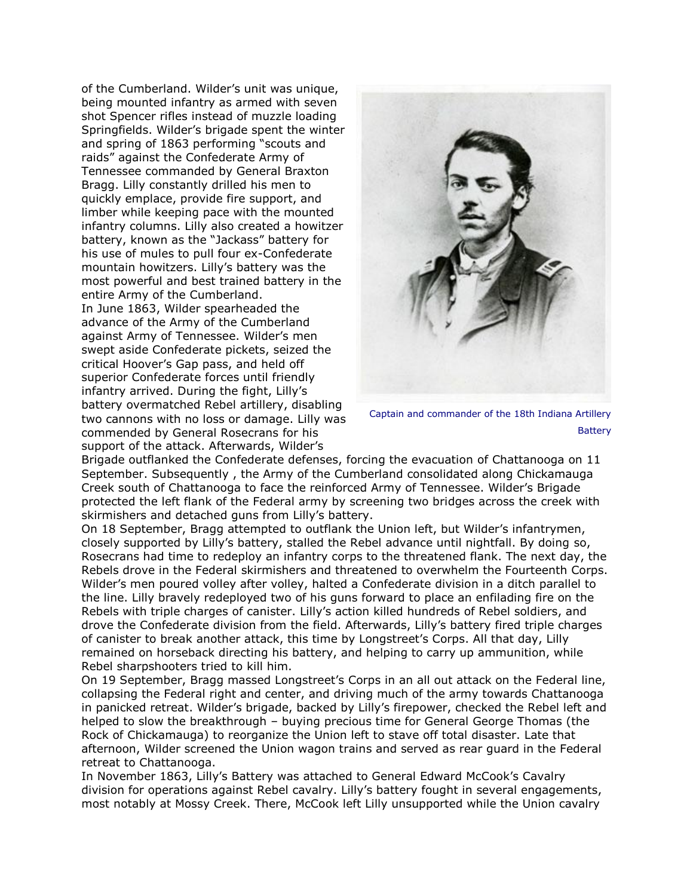of the Cumberland. Wilder's unit was unique, being mounted infantry as armed with seven shot Spencer rifles instead of muzzle loading Springfields. Wilder's brigade spent the winter and spring of 1863 performing "scouts and raids" against the Confederate Army of Tennessee commanded by General Braxton Bragg. Lilly constantly drilled his men to quickly emplace, provide fire support, and limber while keeping pace with the mounted infantry columns. Lilly also created a howitzer battery, known as the "Jackass" battery for his use of mules to pull four ex-Confederate mountain howitzers. Lilly's battery was the most powerful and best trained battery in the entire Army of the Cumberland.

In June 1863, Wilder spearheaded the advance of the Army of the Cumberland against Army of Tennessee. Wilder's men swept aside Confederate pickets, seized the critical Hoover's Gap pass, and held off superior Confederate forces until friendly infantry arrived. During the fight, Lilly's battery overmatched Rebel artillery, disabling two cannons with no loss or damage. Lilly was commended by General Rosecrans for his support of the attack. Afterwards, Wilder's Brigade outflanked the Confederate defenses, forcing the evacuation of Chattanooga on 11 September. Subsequently , the Army of the Cumberland consolidated along Chickamauga Creek south of Chattanooga to face the reinforced Army of Tennessee. Wilder's Brigade protected the left flank of the Federal army by screening two bridges across the creek with skirmishers and detached guns from Lilly's battery.

Captain and commander of the 18th Indiana Artillery Battery

On 18 September, Bragg attempted to outflank the Union left, but Wilder's infantrymen, closely supported by Lilly's battery, stalled the Rebel advance until nightfall. By doing so, Rosecrans had time to redeploy an infantry corps to the threatened flank. The next day, the Rebels drove in the Federal skirmishers and threatened to overwhelm the Fourteenth Corps. Wilder's men poured volley after volley, halted a Confederate division in a ditch parallel to the line. Lilly bravely redeployed two of his guns forward to place an enfilading fire on the Rebels with triple charges of canister. Lilly's action killed hundreds of Rebel soldiers, and drove the Confederate division from the field. Afterwards, Lilly's battery fired triple charges of canister to break another attack, this time by Longstreet's Corps. All that day, Lilly remained on horseback directing his battery, and helping to carry up ammunition, while Rebel sharpshooters tried to kill him.

On 19 September, Bragg massed Longstreet's Corps in an all out attack on the Federal line, collapsing the Federal right and center, and driving much of the army towards Chattanooga in panicked retreat. Wilder's brigade, backed by Lilly's firepower, checked the Rebel left and helped to slow the breakthrough – buying precious time for General George Thomas (the Rock of Chickamauga) to reorganize the Union left to stave off total disaster. Late that afternoon, Wilder screened the Union wagon trains and served as rear guard in the Federal retreat to Chattanooga.

In November 1863, Lilly's Battery was attached to General Edward McCook's Cavalry division for operations against Rebel cavalry. Lilly's battery fought in several engagements, most notably at Mossy Creek. There, McCook left Lilly unsupported while the Union cavalry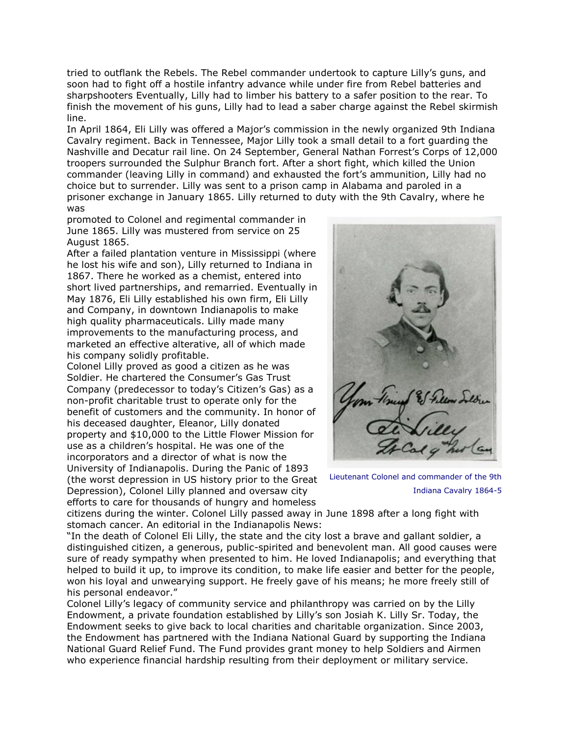tried to outflank the Rebels. The Rebel commander undertook to capture Lilly's guns, and soon had to fight off a hostile infantry advance while under fire from Rebel batteries and sharpshooters Eventually, Lilly had to limber his battery to a safer position to the rear. To finish the movement of his guns, Lilly had to lead a saber charge against the Rebel skirmish line.

In April 1864, Eli Lilly was offered a Major's commission in the newly organized 9th Indiana Cavalry regiment. Back in Tennessee, Major Lilly took a small detail to a fort guarding the Nashville and Decatur rail line. On 24 September, General Nathan Forrest's Corps of 12,000 troopers surrounded the Sulphur Branch fort. After a short fight, which killed the Union commander (leaving Lilly in command) and exhausted the fort's ammunition, Lilly had no choice but to surrender. Lilly was sent to a prison camp in Alabama and paroled in a prisoner exchange in January 1865. Lilly returned to duty with the 9th Cavalry, where he was promoted to Colonel and regimental commander in June 1865. Lilly was mustered from service on 25 August 1865.

After a failed plantation venture in Mississippi (where he lost his wife and son), Lilly returned to Indiana in 1867. There he worked as a chemist, entered into short lived partnerships, and remarried. Eventually in May 1876, Eli Lilly established his own firm, Eli Lilly and Company, in downtown Indianapolis to make high quality pharmaceuticals. Lilly made many improvements to the manufacturing process, and marketed an effective alterative, all of which made his company solidly profitable.

Colonel Lilly proved as good a citizen as he was Soldier. He chartered the Consumer's Gas Trust Company (predecessor to today's Citizen's Gas) as a non-profit charitable trust to operate only for the benefit of customers and the community. In honor of his deceased daughter, Eleanor, Lilly donated property and $10,000 to the Little Flower Mission for use as a children's hospital. He was one of the incorporators and a director of what is now the University of Indianapolis. During the Panic of 1893 (the worst depression in US history prior to the Great Depression), Colonel Lilly planned and oversaw city efforts to care for thousands of hungry and homeless citizens during the winter. Colonel Lilly passed away in June 1898 after a long fight with stomach cancer. An editorial in the Indianapolis News:

Lieutenant Colonel and commander of the 9th Indiana Cavalry 1864-5

"In the death of Colonel Eli Lilly, the state and the city lost a brave and gallant soldier, a distinguished citizen, a generous, public-spirited and benevolent man. All good causes were sure of ready sympathy when presented to him. He loved Indianapolis; and everything that helped to build it up, to improve its condition, to make life easier and better for the people, won his loyal and unwearying support. He freely gave of his means; he more freely still of his personal endeavor."

Colonel Lilly's legacy of community service and philanthropy was carried on by the Lilly Endowment, a private foundation established by Lilly's son Josiah K. Lilly Sr. Today, the Endowment seeks to give back to local charities and charitable organization. Since 2003, the Endowment has partnered with the Indiana National Guard by supporting the Indiana National Guard Relief Fund. The Fund provides grant money to help Soldiers and Airmen who experience financial hardship resulting from their deployment or military service.